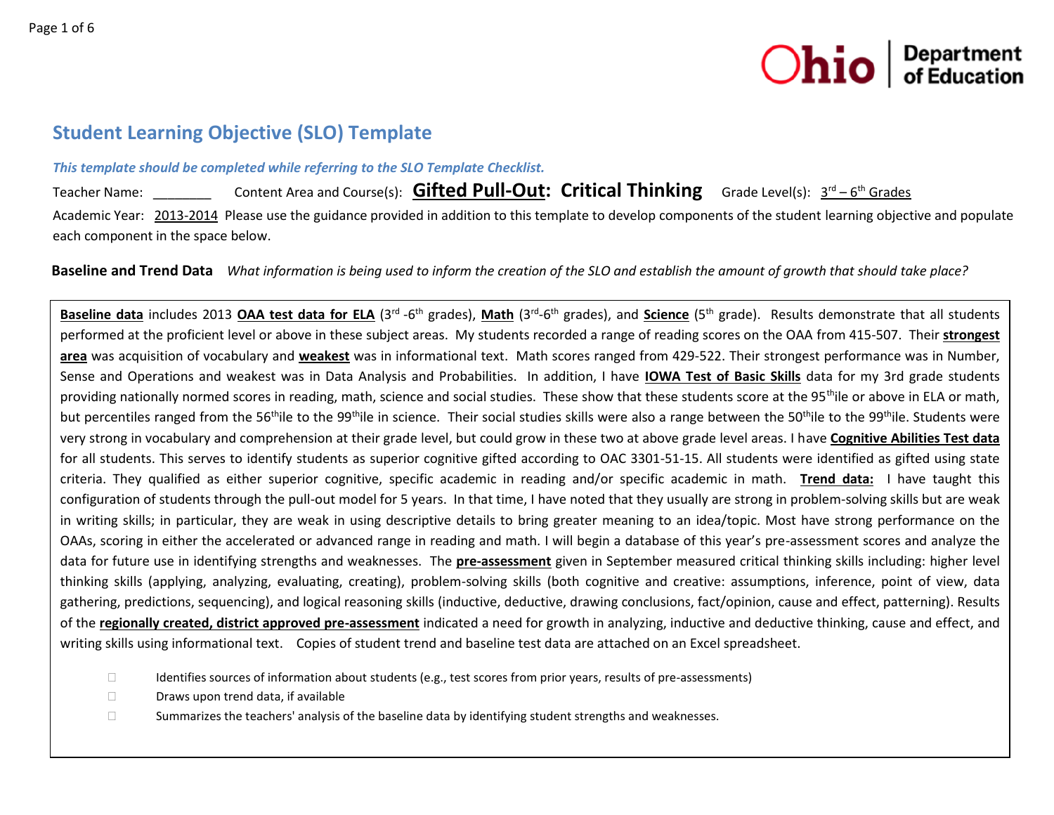## Student Learning Objective (SLO) Template

*This template should be completed while referring to the SLO Template Checklist.*

Teacher Name: ________ Content Area and Course(s): **Gifted Pull-Out: Critical Thinking** Grade Level(s): 3rd – 6th Grades

Academic Year: 2013-2014 Please use the guidance provided in addition to this template to develop components of the student learning objective and populate each component in the space below.

**Baseline and Trend Data** *What information is being used to inform the creation of the SLO and establish the amount of growth that should take place?*

**Baseline data** includes 2013 **OAA test data for ELA** (3rd -6th grades), **Math** (3rd-6th grades), and **Science** (5th grade). Results demonstrate that all students performed at the proficient level or above in these subject areas. My students recorded a range of reading scores on the OAA from 415-507. Their **strongest area** was acquisition of vocabulary and **weakest** was in informational text. Math scores ranged from 429-522. Their strongest performance was in Number, Sense and Operations and weakest was in Data Analysis and Probabilities. In addition, I have **IOWA Test of Basic Skills** data for my 3rd grade students providing nationally normed scores in reading, math, science and social studies. These show that these students score at the 95thile or above in ELA or math, but percentiles ranged from the 56thile to the 99thile in science. Their social studies skills were also a range between the 50thile to the 99thile. Students were very strong in vocabulary and comprehension at their grade level, but could grow in these two at above grade level areas. I have **Cognitive Abilities Test data** for all students. This serves to identify students as superior cognitive gifted according to OAC 3301-51-15. All students were identified as gifted using state criteria. They qualified as either superior cognitive, specific academic in reading and/or specific academic in math. **Trend data:** I have taught this configuration of students through the pull-out model for 5 years. In that time, I have noted that they usually are strong in problem-solving skills but are weak in writing skills; in particular, they are weak in using descriptive details to bring greater meaning to an idea/topic. Most have strong performance on the OAAs, scoring in either the accelerated or advanced range in reading and math. I will begin a database of this year's pre-assessment scores and analyze the data for future use in identifying strengths and weaknesses. The **pre-assessment** given in September measured critical thinking skills including: higher level thinking skills (applying, analyzing, evaluating, creating), problem-solving skills (both cognitive and creative: assumptions, inference, point of view, data gathering, predictions, sequencing), and logical reasoning skills (inductive, deductive, drawing conclusions, fact/opinion, cause and effect, patterning). Results of the **regionally created, district approved pre-assessment** indicated a need for growth in analyzing, inductive and deductive thinking, cause and effect, and writing skills using informational text. Copies of student trend and baseline test data are attached on an Excel spreadsheet.

- ☐ Identifies sources of information about students (e.g., test scores from prior years, results of pre-assessments)
- ☐ Draws upon trend data, if available
- ☐ Summarizes the teachers' analysis of the baseline data by identifying student strengths and weaknesses.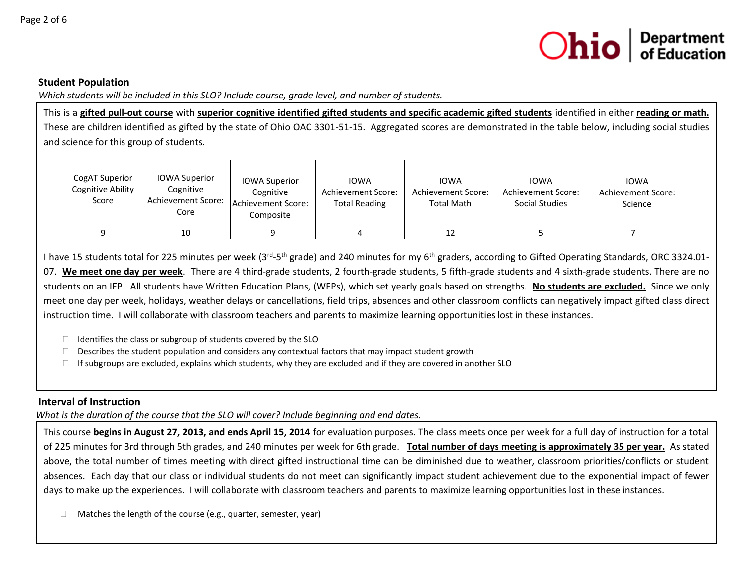## Student Population

*Which students will be included in this SLO? Include course, grade level, and number of students.*

This is a **gifted pull-out course** with **superior cognitive identified gifted students and specific academic gifted students** identified in either **reading or math.** These are children identified as gifted by the state of Ohio OAC 3301-51-15. Aggregated scores are demonstrated in the table below, including social studies and science for this group of students.

| CogAT Superior Cognitive Ability Score | IOWA Superior Cognitive Achievement Score: Core | IOWA Superior Cognitive Achievement Score: Composite | IOWA Achievement Score: Total Reading | IOWA Achievement Score: Total Math | IOWA Achievement Score: Social Studies | IOWA Achievement Score: Science |
|---|---|---|---|---|---|---|
| 9 | 10 | 9 | 4 | 12 | 5 | 7 |

I have 15 students total for 225 minutes per week (3rd-5th grade) and 240 minutes for my 6th graders, according to Gifted Operating Standards, ORC 3324.01-07. **We meet one day per week**. There are 4 third-grade students, 2 fourth-grade students, 5 fifth-grade students and 4 sixth-grade students. There are no students on an IEP. All students have Written Education Plans, (WEPs), which set yearly goals based on strengths. **No students are excluded.** Since we only meet one day per week, holidays, weather delays or cancellations, field trips, absences and other classroom conflicts can negatively impact gifted class direct instruction time. I will collaborate with classroom teachers and parents to maximize learning opportunities lost in these instances.

- ☐ Identifies the class or subgroup of students covered by the SLO
- ☐ Describes the student population and considers any contextual factors that may impact student growth
- ☐ If subgroups are excluded, explains which students, why they are excluded and if they are covered in another SLO

## Interval of Instruction

*What is the duration of the course that the SLO will cover? Include beginning and end dates.*

This course **begins in August 27, 2013, and ends April 15, 2014** for evaluation purposes. The class meets once per week for a full day of instruction for a total of 225 minutes for 3rd through 5th grades, and 240 minutes per week for 6th grade. **Total number of days meeting is approximately 35 per year.** As stated above, the total number of times meeting with direct gifted instructional time can be diminished due to weather, classroom priorities/conflicts or student absences. Each day that our class or individual students do not meet can significantly impact student achievement due to the exponential impact of fewer days to make up the experiences. I will collaborate with classroom teachers and parents to maximize learning opportunities lost in these instances.

- ☐ Matches the length of the course (e.g., quarter, semester, year)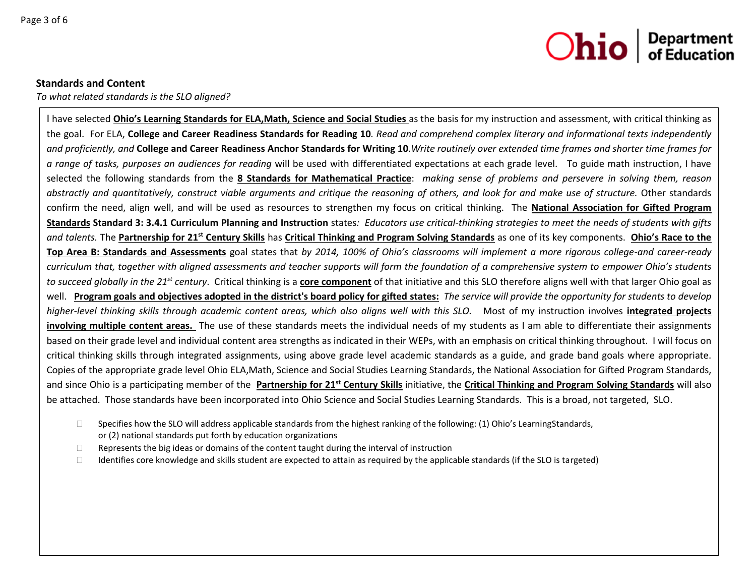**Standards and Content**

*To what related standards is the SLO aligned?*

I have selected **Ohio's Learning Standards for ELA,Math, Science and Social Studies** as the basis for my instruction and assessment, with critical thinking as the goal. For ELA, **College and Career Readiness Standards for Reading 10**. *Read and comprehend complex literary and informational texts independently and proficiently, and* **College and Career Readiness Anchor Standards for Writing 10**.*Write routinely over extended time frames and shorter time frames for a range of tasks, purposes an audiences for reading* will be used with differentiated expectations at each grade level. To guide math instruction, I have selected the following standards from the **8 Standards for Mathematical Practice**: *making sense of problems and persevere in solving them, reason abstractly and quantitatively, construct viable arguments and critique the reasoning of others, and look for and make use of structure.* Other standards confirm the need, align well, and will be used as resources to strengthen my focus on critical thinking. The **National Association for Gifted Program Standards** **Standard 3: 3.4.1 Curriculum Planning and Instruction** states*: Educators use critical-thinking strategies to meet the needs of students with gifts and talents.* The **Partnership for 21st Century Skills** has **Critical Thinking and Program Solving Standards** as one of its key components. **Ohio's Race to the Top Area B: Standards and Assessments** goal states that *by 2014, 100% of Ohio's classrooms will implement a more rigorous college-and career-ready curriculum that, together with aligned assessments and teacher supports will form the foundation of a comprehensive system to empower Ohio's students to succeed globally in the 21st century*. Critical thinking is a **core component** of that initiative and this SLO therefore aligns well with that larger Ohio goal as well. **Program goals and objectives adopted in the district's board policy for gifted states:** *The service will provide the opportunity for students to develop higher-level thinking skills through academic content areas, which also aligns well with this SLO.* Most of my instruction involves **integrated projects involving multiple content areas.** The use of these standards meets the individual needs of my students as I am able to differentiate their assignments based on their grade level and individual content area strengths as indicated in their WEPs, with an emphasis on critical thinking throughout. I will focus on critical thinking skills through integrated assignments, using above grade level academic standards as a guide, and grade band goals where appropriate. Copies of the appropriate grade level Ohio ELA,Math, Science and Social Studies Learning Standards, the National Association for Gifted Program Standards, and since Ohio is a participating member of the **Partnership for 21st Century Skills** initiative, the **Critical Thinking and Program Solving Standards** will also be attached. Those standards have been incorporated into Ohio Science and Social Studies Learning Standards. This is a broad, not targeted, SLO.

- ☐ Specifies how the SLO will address applicable standards from the highest ranking of the following: (1) Ohio's LearningStandards, or (2) national standards put forth by education organizations
- ☐ Represents the big ideas or domains of the content taught during the interval of instruction
- ☐ Identifies core knowledge and skills student are expected to attain as required by the applicable standards (if the SLO is targeted)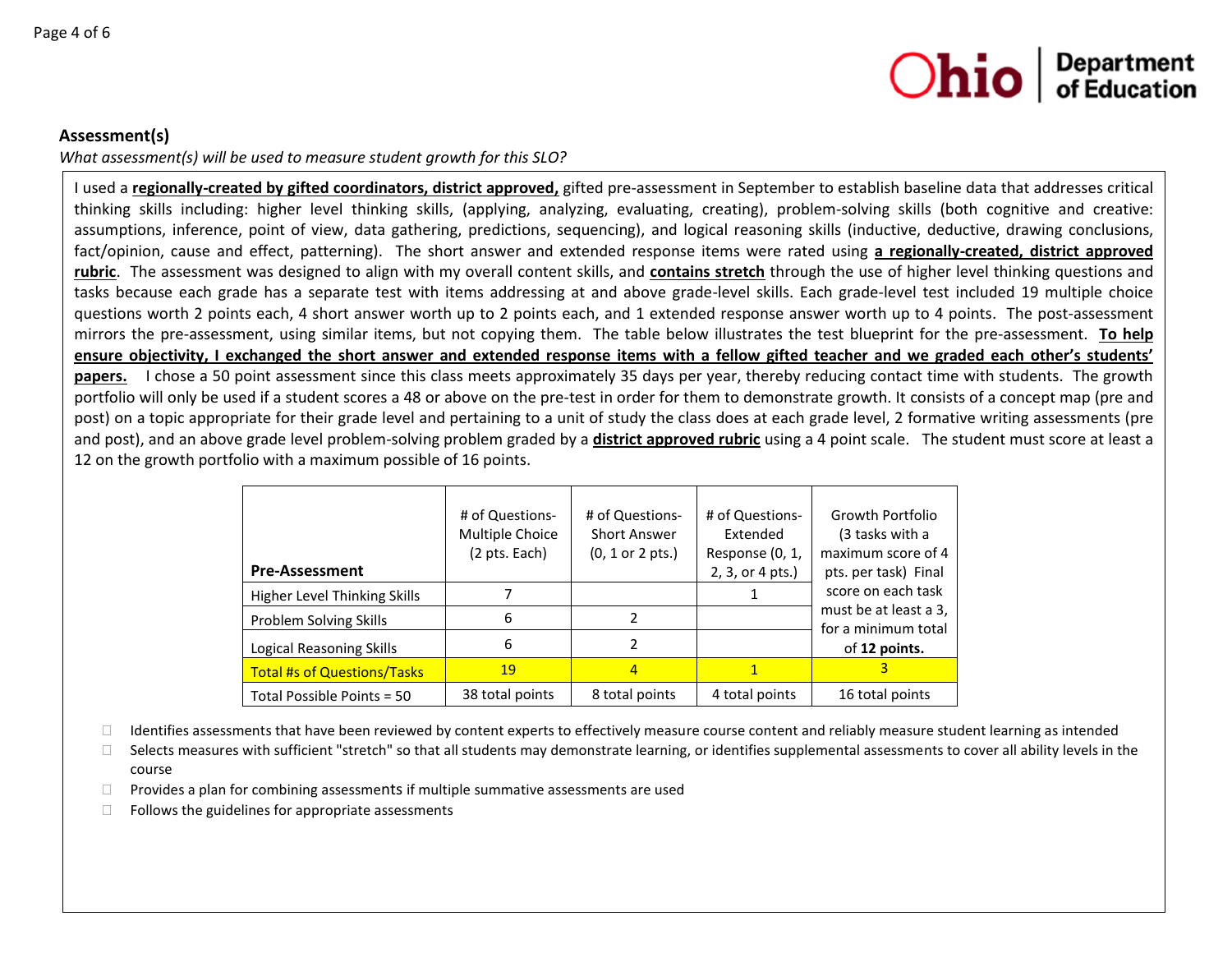### Assessment(s)

*What assessment(s) will be used to measure student growth for this SLO?*

I used a **regionally-created by gifted coordinators, district approved,** gifted pre-assessment in September to establish baseline data that addresses critical thinking skills including: higher level thinking skills, (applying, analyzing, evaluating, creating), problem-solving skills (both cognitive and creative: assumptions, inference, point of view, data gathering, predictions, sequencing), and logical reasoning skills (inductive, deductive, drawing conclusions, fact/opinion, cause and effect, patterning). The short answer and extended response items were rated using **a regionally-created, district approved rubric**. The assessment was designed to align with my overall content skills, and **contains stretch** through the use of higher level thinking questions and tasks because each grade has a separate test with items addressing at and above grade-level skills. Each grade-level test included 19 multiple choice questions worth 2 points each, 4 short answer worth up to 2 points each, and 1 extended response answer worth up to 4 points. The post-assessment mirrors the pre-assessment, using similar items, but not copying them. The table below illustrates the test blueprint for the pre-assessment. **To help ensure objectivity, I exchanged the short answer and extended response items with a fellow gifted teacher and we graded each other's students' papers.** I chose a 50 point assessment since this class meets approximately 35 days per year, thereby reducing contact time with students. The growth portfolio will only be used if a student scores a 48 or above on the pre-test in order for them to demonstrate growth. It consists of a concept map (pre and post) on a topic appropriate for their grade level and pertaining to a unit of study the class does at each grade level, 2 formative writing assessments (pre and post), and an above grade level problem-solving problem graded by a **district approved rubric** using a 4 point scale. The student must score at least a 12 on the growth portfolio with a maximum possible of 16 points.

| **Pre-Assessment** | # of Questions- Multiple Choice (2 pts. Each) | # of Questions- Short Answer (0, 1 or 2 pts.) | # of Questions- Extended Response (0, 1, 2, 3, or 4 pts.) | Growth Portfolio (3 tasks with a maximum score of 4 pts. per task) Final score on each task must be at least a 3, for a minimum total of **12 points.** |
|---|---|---|---|---|
| Higher Level Thinking Skills | 7 | | 1 | |
| Problem Solving Skills | 6 | 2 | | |
| Logical Reasoning Skills | 6 | 2 | | |
| Total #s of Questions/Tasks | 19 | 4 | 1 | 3 |
| Total Possible Points = 50 | 38 total points | 8 total points | 4 total points | 16 total points |

- ☐ Identifies assessments that have been reviewed by content experts to effectively measure course content and reliably measure student learning as intended
- ☐ Selects measures with sufficient "stretch" so that all students may demonstrate learning, or identifies supplemental assessments to cover all ability levels in the course
- ☐ Provides a plan for combining assessments if multiple summative assessments are used
- ☐ Follows the guidelines for appropriate assessments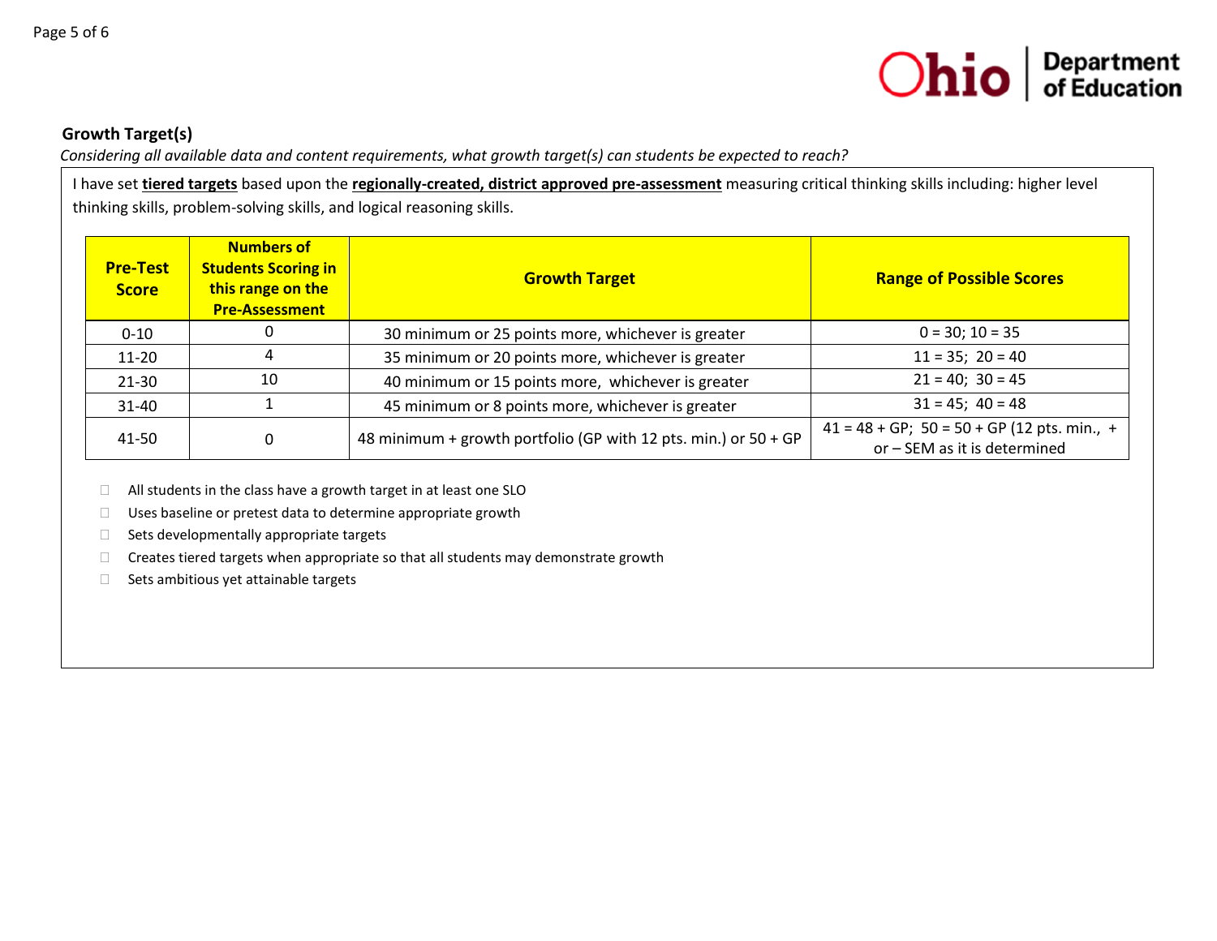**Growth Target(s)**

*Considering all available data and content requirements, what growth target(s) can students be expected to reach?*

I have set **tiered targets** based upon the **regionally-created, district approved pre-assessment** measuring critical thinking skills including: higher level thinking skills, problem-solving skills, and logical reasoning skills.

| Pre-Test Score | Numbers of Students Scoring in this range on the Pre-Assessment | Growth Target | Range of Possible Scores |
|---|---|---|---|
| 0-10 | 0 | 30 minimum or 25 points more, whichever is greater | 0 = 30; 10 = 35 |
| 11-20 | 4 | 35 minimum or 20 points more, whichever is greater | 11 = 35; 20 = 40 |
| 21-30 | 10 | 40 minimum or 15 points more, whichever is greater | 21 = 40; 30 = 45 |
| 31-40 | 1 | 45 minimum or 8 points more, whichever is greater | 31 = 45; 40 = 48 |
| 41-50 | 0 | 48 minimum + growth portfolio (GP with 12 pts. min.) or 50 + GP | 41 = 48 + GP; 50 = 50 + GP (12 pts. min., + or – SEM as it is determined |

- ☐ All students in the class have a growth target in at least one SLO
- ☐ Uses baseline or pretest data to determine appropriate growth
- ☐ Sets developmentally appropriate targets
- ☐ Creates tiered targets when appropriate so that all students may demonstrate growth
- ☐ Sets ambitious yet attainable targets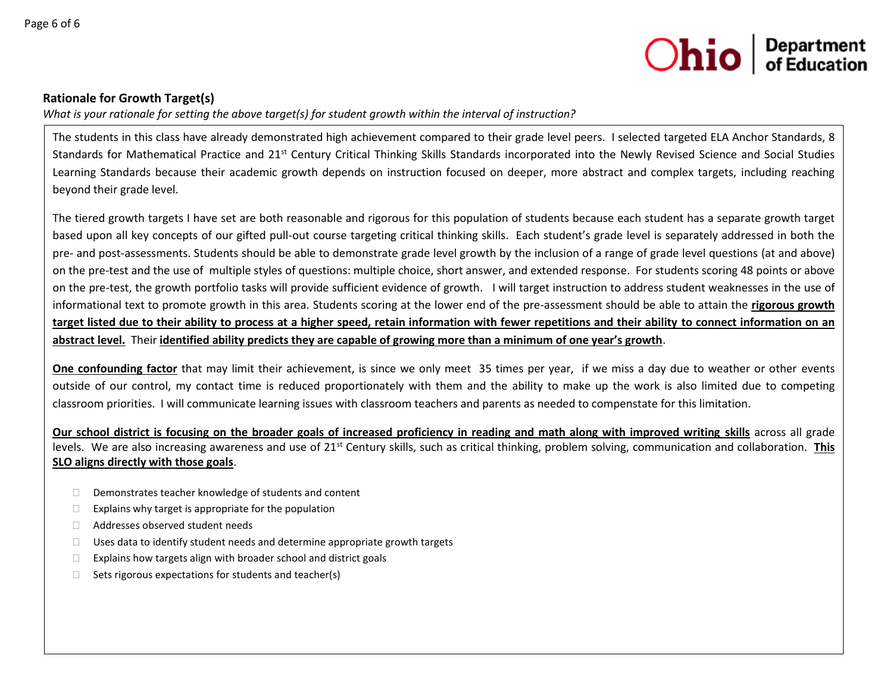## Rationale for Growth Target(s)

*What is your rationale for setting the above target(s) for student growth within the interval of instruction?*

The students in this class have already demonstrated high achievement compared to their grade level peers. I selected targeted ELA Anchor Standards, 8 Standards for Mathematical Practice and 21st Century Critical Thinking Skills Standards incorporated into the Newly Revised Science and Social Studies Learning Standards because their academic growth depends on instruction focused on deeper, more abstract and complex targets, including reaching beyond their grade level.

The tiered growth targets I have set are both reasonable and rigorous for this population of students because each student has a separate growth target based upon all key concepts of our gifted pull-out course targeting critical thinking skills. Each student's grade level is separately addressed in both the pre- and post-assessments. Students should be able to demonstrate grade level growth by the inclusion of a range of grade level questions (at and above) on the pre-test and the use of multiple styles of questions: multiple choice, short answer, and extended response. For students scoring 48 points or above on the pre-test, the growth portfolio tasks will provide sufficient evidence of growth. I will target instruction to address student weaknesses in the use of informational text to promote growth in this area. Students scoring at the lower end of the pre-assessment should be able to attain the **rigorous growth target listed due to their ability to process at a higher speed, retain information with fewer repetitions and their ability to connect information on an abstract level.** Their **identified ability predicts they are capable of growing more than a minimum of one year's growth**.

**One confounding factor** that may limit their achievement, is since we only meet 35 times per year, if we miss a day due to weather or other events outside of our control, my contact time is reduced proportionately with them and the ability to make up the work is also limited due to competing classroom priorities. I will communicate learning issues with classroom teachers and parents as needed to compenstate for this limitation.

**Our school district is focusing on the broader goals of increased proficiency in reading and math along with improved writing skills** across all grade levels. We are also increasing awareness and use of 21st Century skills, such as critical thinking, problem solving, communication and collaboration. **This SLO aligns directly with those goals**.

- ☐ Demonstrates teacher knowledge of students and content
- ☐ Explains why target is appropriate for the population
- ☐ Addresses observed student needs
- ☐ Uses data to identify student needs and determine appropriate growth targets
- ☐ Explains how targets align with broader school and district goals
- ☐ Sets rigorous expectations for students and teacher(s)